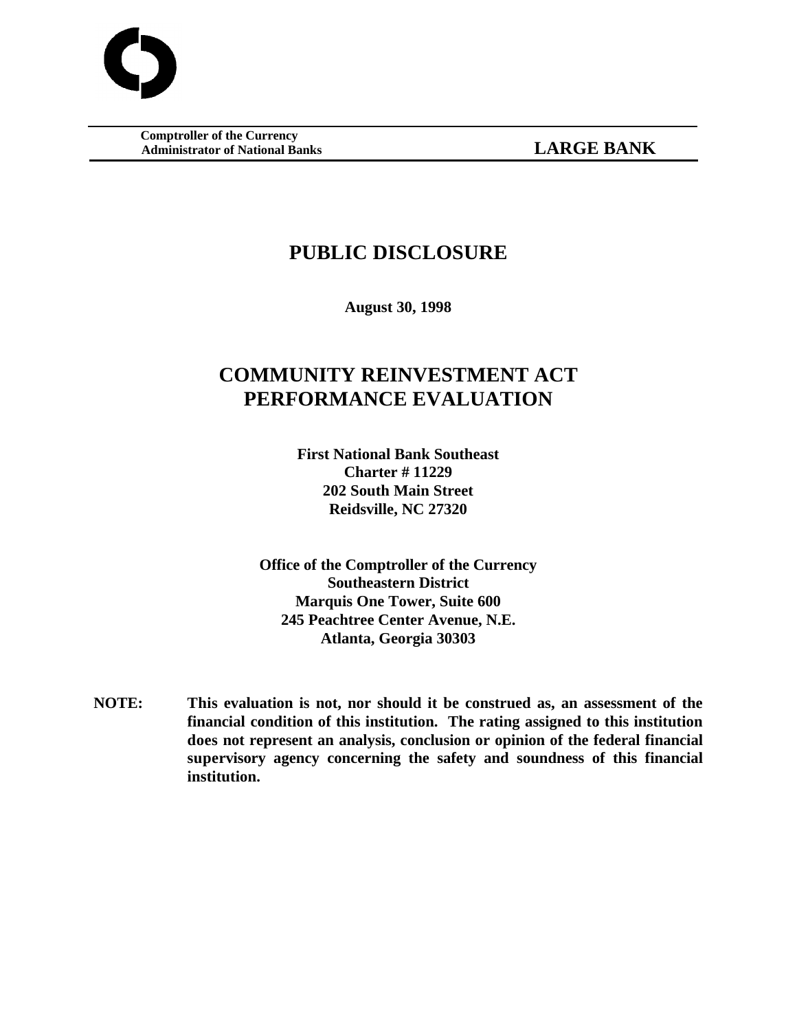**Comptroller of the Currency**
**Administrator of National Banks** **LARGE BANK**

# PUBLIC DISCLOSURE

**August 30, 1998**

# COMMUNITY REINVESTMENT ACT PERFORMANCE EVALUATION

**First National Bank Southeast**
**Charter # 11229**
**202 South Main Street**
**Reidsville, NC 27320**

**Office of the Comptroller of the Currency**
**Southeastern District**
**Marquis One Tower, Suite 600**
**245 Peachtree Center Avenue, N.E.**
**Atlanta, Georgia 30303**

**NOTE: This evaluation is not, nor should it be construed as, an assessment of the financial condition of this institution. The rating assigned to this institution does not represent an analysis, conclusion or opinion of the federal financial supervisory agency concerning the safety and soundness of this financial institution.**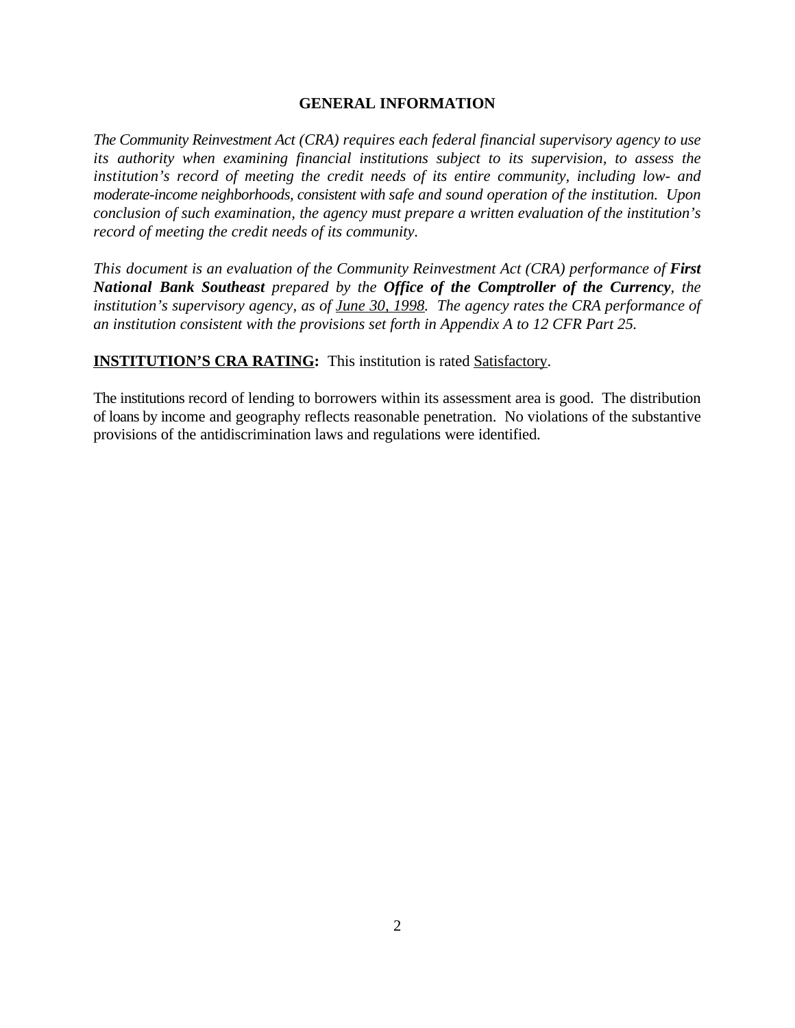## GENERAL INFORMATION

*The Community Reinvestment Act (CRA) requires each federal financial supervisory agency to use its authority when examining financial institutions subject to its supervision, to assess the institution's record of meeting the credit needs of its entire community, including low- and moderate-income neighborhoods, consistent with safe and sound operation of the institution. Upon conclusion of such examination, the agency must prepare a written evaluation of the institution's record of meeting the credit needs of its community.*

*This document is an evaluation of the Community Reinvestment Act (CRA) performance of* ***First National Bank Southeast*** *prepared by the* ***Office of the Comptroller of the Currency****, the institution's supervisory agency, as of* *<u>June 30, 1998</u>.* *The agency rates the CRA performance of an institution consistent with the provisions set forth in Appendix A to 12 CFR Part 25.*

**<u>INSTITUTION'S CRA RATING</u>:** This institution is rated <u>Satisfactory</u>.

The institutions record of lending to borrowers within its assessment area is good. The distribution of loans by income and geography reflects reasonable penetration. No violations of the substantive provisions of the antidiscrimination laws and regulations were identified.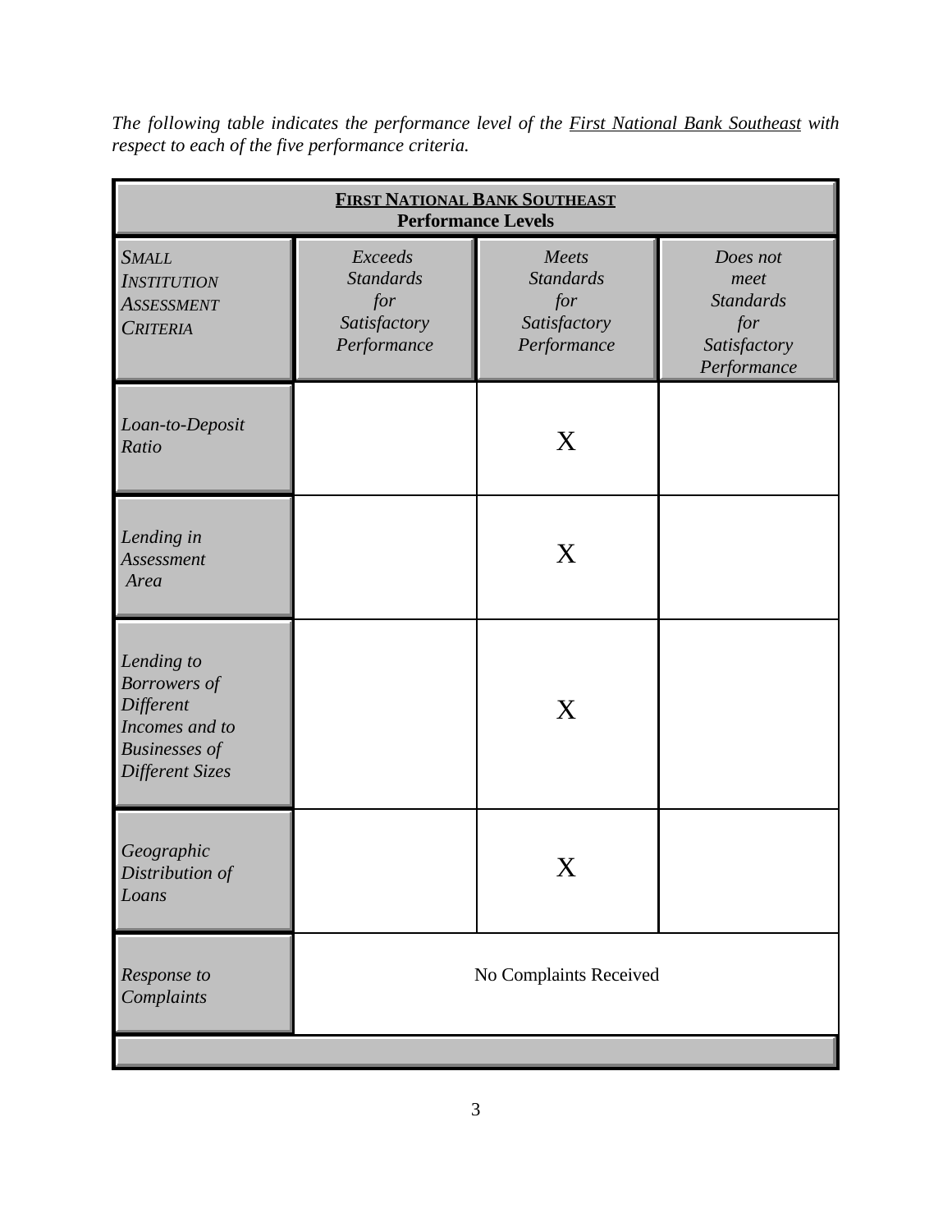*The following table indicates the performance level of the First National Bank Southeast with respect to each of the five performance criteria.*

| **FIRST NATIONAL BANK SOUTHEAST Performance Levels** | | | |
|---|---|---|---|
| *SMALL INSTITUTION ASSESSMENT CRITERIA* | *Exceeds Standards for Satisfactory Performance* | *Meets Standards for Satisfactory Performance* | *Does not meet Standards for Satisfactory Performance* |
| *Loan-to-Deposit Ratio* | | X | |
| *Lending in Assessment Area* | | X | |
| *Lending to Borrowers of Different Incomes and to Businesses of Different Sizes* | | X | |
| *Geographic Distribution of Loans* | | X | |
| *Response to Complaints* | No Complaints Received | | |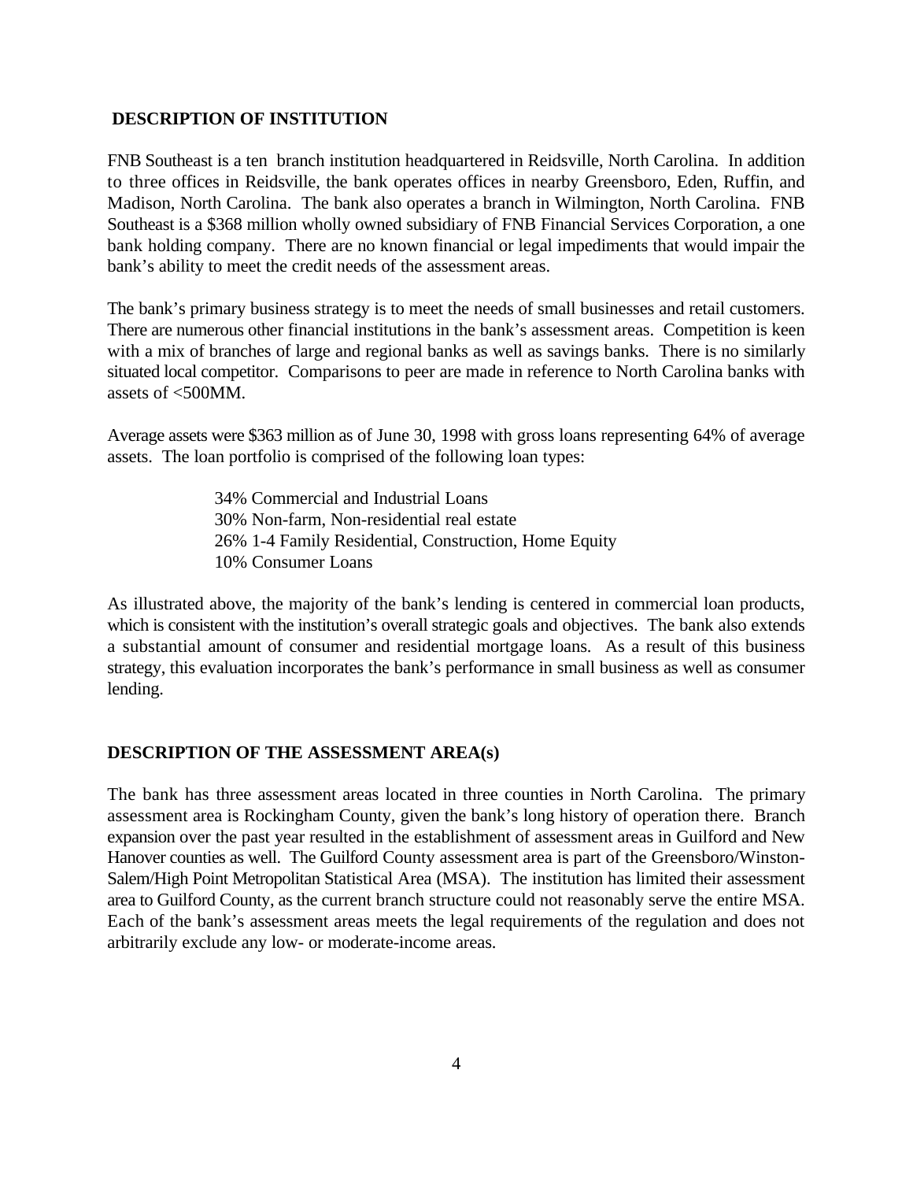## DESCRIPTION OF INSTITUTION

FNB Southeast is a ten branch institution headquartered in Reidsville, North Carolina. In addition to three offices in Reidsville, the bank operates offices in nearby Greensboro, Eden, Ruffin, and Madison, North Carolina. The bank also operates a branch in Wilmington, North Carolina. FNB Southeast is a $368 million wholly owned subsidiary of FNB Financial Services Corporation, a one bank holding company. There are no known financial or legal impediments that would impair the bank's ability to meet the credit needs of the assessment areas.

The bank's primary business strategy is to meet the needs of small businesses and retail customers. There are numerous other financial institutions in the bank's assessment areas. Competition is keen with a mix of branches of large and regional banks as well as savings banks. There is no similarly situated local competitor. Comparisons to peer are made in reference to North Carolina banks with assets of <500MM.

Average assets were $363 million as of June 30, 1998 with gross loans representing 64% of average assets. The loan portfolio is comprised of the following loan types:

- 34% Commercial and Industrial Loans
- 30% Non-farm, Non-residential real estate
- 26% 1-4 Family Residential, Construction, Home Equity
- 10% Consumer Loans

As illustrated above, the majority of the bank's lending is centered in commercial loan products, which is consistent with the institution's overall strategic goals and objectives. The bank also extends a substantial amount of consumer and residential mortgage loans. As a result of this business strategy, this evaluation incorporates the bank's performance in small business as well as consumer lending.

## DESCRIPTION OF THE ASSESSMENT AREA(s)

The bank has three assessment areas located in three counties in North Carolina. The primary assessment area is Rockingham County, given the bank's long history of operation there. Branch expansion over the past year resulted in the establishment of assessment areas in Guilford and New Hanover counties as well. The Guilford County assessment area is part of the Greensboro/Winston-Salem/High Point Metropolitan Statistical Area (MSA). The institution has limited their assessment area to Guilford County, as the current branch structure could not reasonably serve the entire MSA. Each of the bank's assessment areas meets the legal requirements of the regulation and does not arbitrarily exclude any low- or moderate-income areas.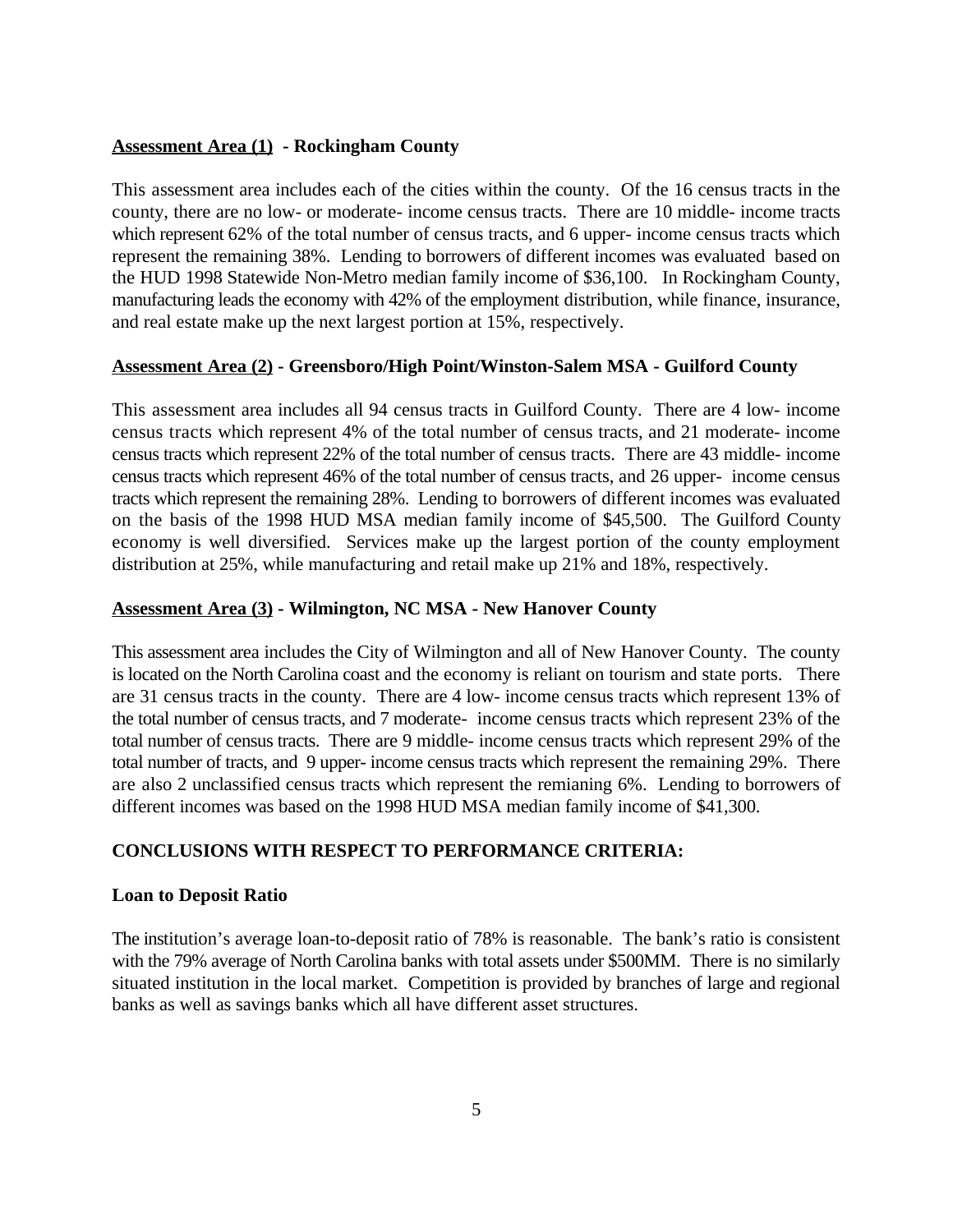**<u>Assessment Area (1)</u> - Rockingham County**

This assessment area includes each of the cities within the county. Of the 16 census tracts in the county, there are no low- or moderate- income census tracts. There are 10 middle- income tracts which represent 62% of the total number of census tracts, and 6 upper- income census tracts which represent the remaining 38%. Lending to borrowers of different incomes was evaluated based on the HUD 1998 Statewide Non-Metro median family income of $36,100. In Rockingham County, manufacturing leads the economy with 42% of the employment distribution, while finance, insurance, and real estate make up the next largest portion at 15%, respectively.

**<u>Assessment Area (2)</u> - Greensboro/High Point/Winston-Salem MSA - Guilford County**

This assessment area includes all 94 census tracts in Guilford County. There are 4 low- income census tracts which represent 4% of the total number of census tracts, and 21 moderate- income census tracts which represent 22% of the total number of census tracts. There are 43 middle- income census tracts which represent 46% of the total number of census tracts, and 26 upper- income census tracts which represent the remaining 28%. Lending to borrowers of different incomes was evaluated on the basis of the 1998 HUD MSA median family income of $45,500. The Guilford County economy is well diversified. Services make up the largest portion of the county employment distribution at 25%, while manufacturing and retail make up 21% and 18%, respectively.

**<u>Assessment Area (3)</u> - Wilmington, NC MSA - New Hanover County**

This assessment area includes the City of Wilmington and all of New Hanover County. The county is located on the North Carolina coast and the economy is reliant on tourism and state ports. There are 31 census tracts in the county. There are 4 low- income census tracts which represent 13% of the total number of census tracts, and 7 moderate- income census tracts which represent 23% of the total number of census tracts. There are 9 middle- income census tracts which represent 29% of the total number of tracts, and 9 upper- income census tracts which represent the remaining 29%. There are also 2 unclassified census tracts which represent the remianing 6%. Lending to borrowers of different incomes was based on the 1998 HUD MSA median family income of $41,300.

**CONCLUSIONS WITH RESPECT TO PERFORMANCE CRITERIA:**

**Loan to Deposit Ratio**

The institution's average loan-to-deposit ratio of 78% is reasonable. The bank's ratio is consistent with the 79% average of North Carolina banks with total assets under $500MM. There is no similarly situated institution in the local market. Competition is provided by branches of large and regional banks as well as savings banks which all have different asset structures.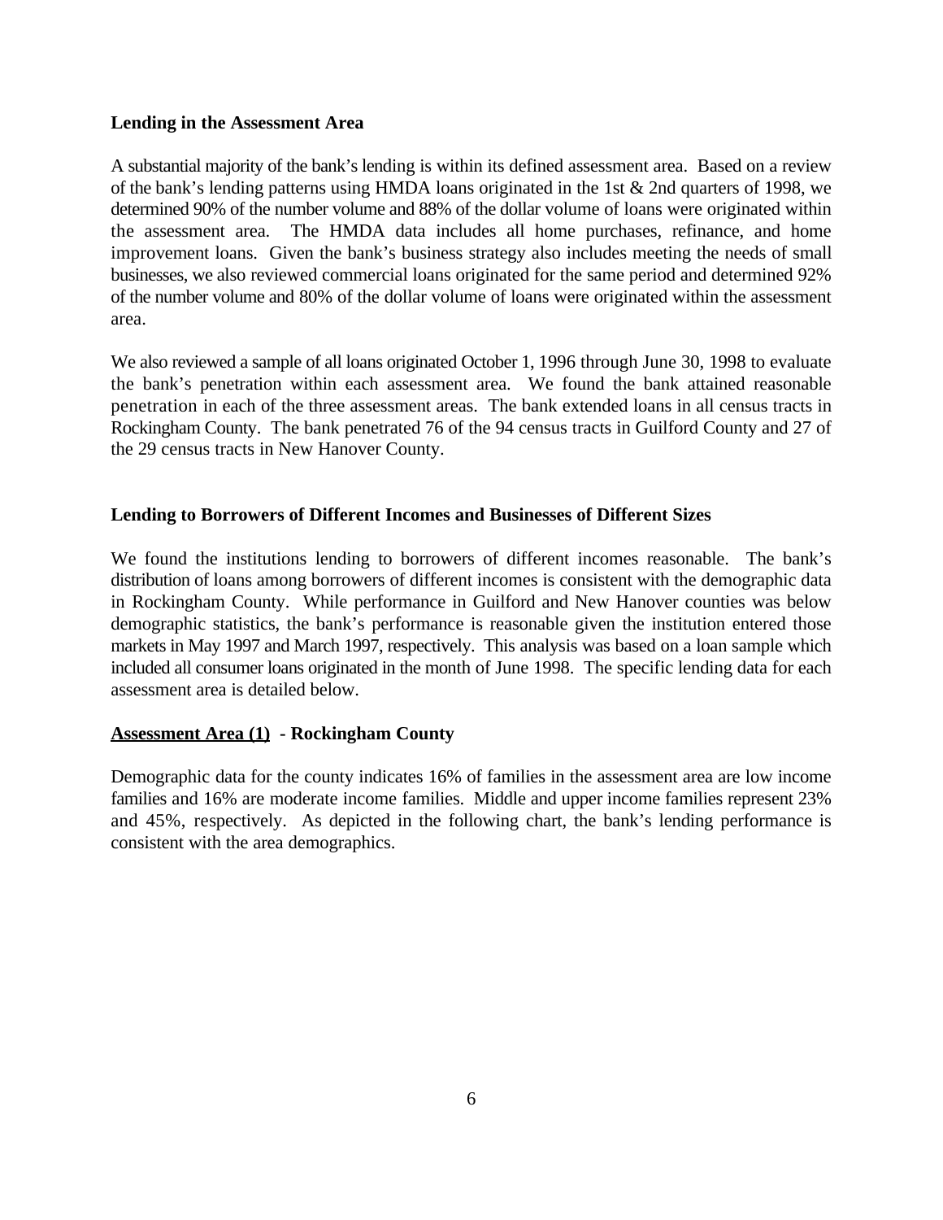**Lending in the Assessment Area**

A substantial majority of the bank's lending is within its defined assessment area. Based on a review of the bank's lending patterns using HMDA loans originated in the 1st & 2nd quarters of 1998, we determined 90% of the number volume and 88% of the dollar volume of loans were originated within the assessment area. The HMDA data includes all home purchases, refinance, and home improvement loans. Given the bank's business strategy also includes meeting the needs of small businesses, we also reviewed commercial loans originated for the same period and determined 92% of the number volume and 80% of the dollar volume of loans were originated within the assessment area.

We also reviewed a sample of all loans originated October 1, 1996 through June 30, 1998 to evaluate the bank's penetration within each assessment area. We found the bank attained reasonable penetration in each of the three assessment areas. The bank extended loans in all census tracts in Rockingham County. The bank penetrated 76 of the 94 census tracts in Guilford County and 27 of the 29 census tracts in New Hanover County.

**Lending to Borrowers of Different Incomes and Businesses of Different Sizes**

We found the institutions lending to borrowers of different incomes reasonable. The bank's distribution of loans among borrowers of different incomes is consistent with the demographic data in Rockingham County. While performance in Guilford and New Hanover counties was below demographic statistics, the bank's performance is reasonable given the institution entered those markets in May 1997 and March 1997, respectively. This analysis was based on a loan sample which included all consumer loans originated in the month of June 1998. The specific lending data for each assessment area is detailed below.

**Assessment Area (1) - Rockingham County**

Demographic data for the county indicates 16% of families in the assessment area are low income families and 16% are moderate income families. Middle and upper income families represent 23% and 45%, respectively. As depicted in the following chart, the bank's lending performance is consistent with the area demographics.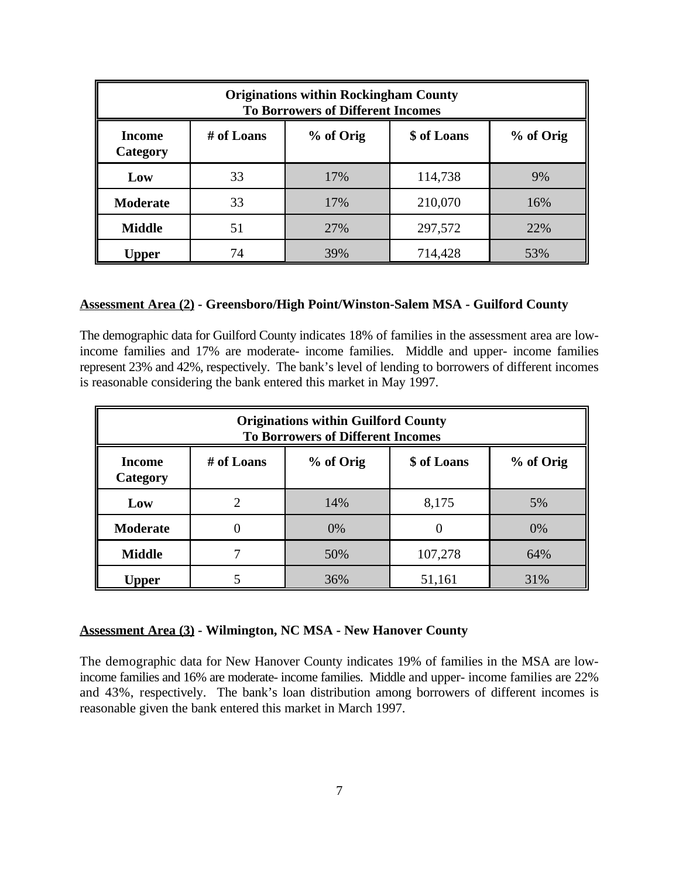| Originations within Rockingham County To Borrowers of Different Incomes | | | | |
|---|---|---|---|---|
| **Income Category** | **# of Loans** | **% of Orig** | **$ of Loans** | **% of Orig** |
| **Low** | 33 | 17% | 114,738 | 9% |
| **Moderate** | 33 | 17% | 210,070 | 16% |
| **Middle** | 51 | 27% | 297,572 | 22% |
| **Upper** | 74 | 39% | 714,428 | 53% |

**Assessment Area (2) - Greensboro/High Point/Winston-Salem MSA - Guilford County**

The demographic data for Guilford County indicates 18% of families in the assessment area are low-income families and 17% are moderate- income families. Middle and upper- income families represent 23% and 42%, respectively. The bank's level of lending to borrowers of different incomes is reasonable considering the bank entered this market in May 1997.

| Originations within Guilford County To Borrowers of Different Incomes | | | | |
|---|---|---|---|---|
| **Income Category** | **# of Loans** | **% of Orig** | **$ of Loans** | **% of Orig** |
| **Low** | 2 | 14% | 8,175 | 5% |
| **Moderate** | 0 | 0% | 0 | 0% |
| **Middle** | 7 | 50% | 107,278 | 64% |
| **Upper** | 5 | 36% | 51,161 | 31% |

**Assessment Area (3) - Wilmington, NC MSA - New Hanover County**

The demographic data for New Hanover County indicates 19% of families in the MSA are low-income families and 16% are moderate- income families. Middle and upper- income families are 22% and 43%, respectively. The bank's loan distribution among borrowers of different incomes is reasonable given the bank entered this market in March 1997.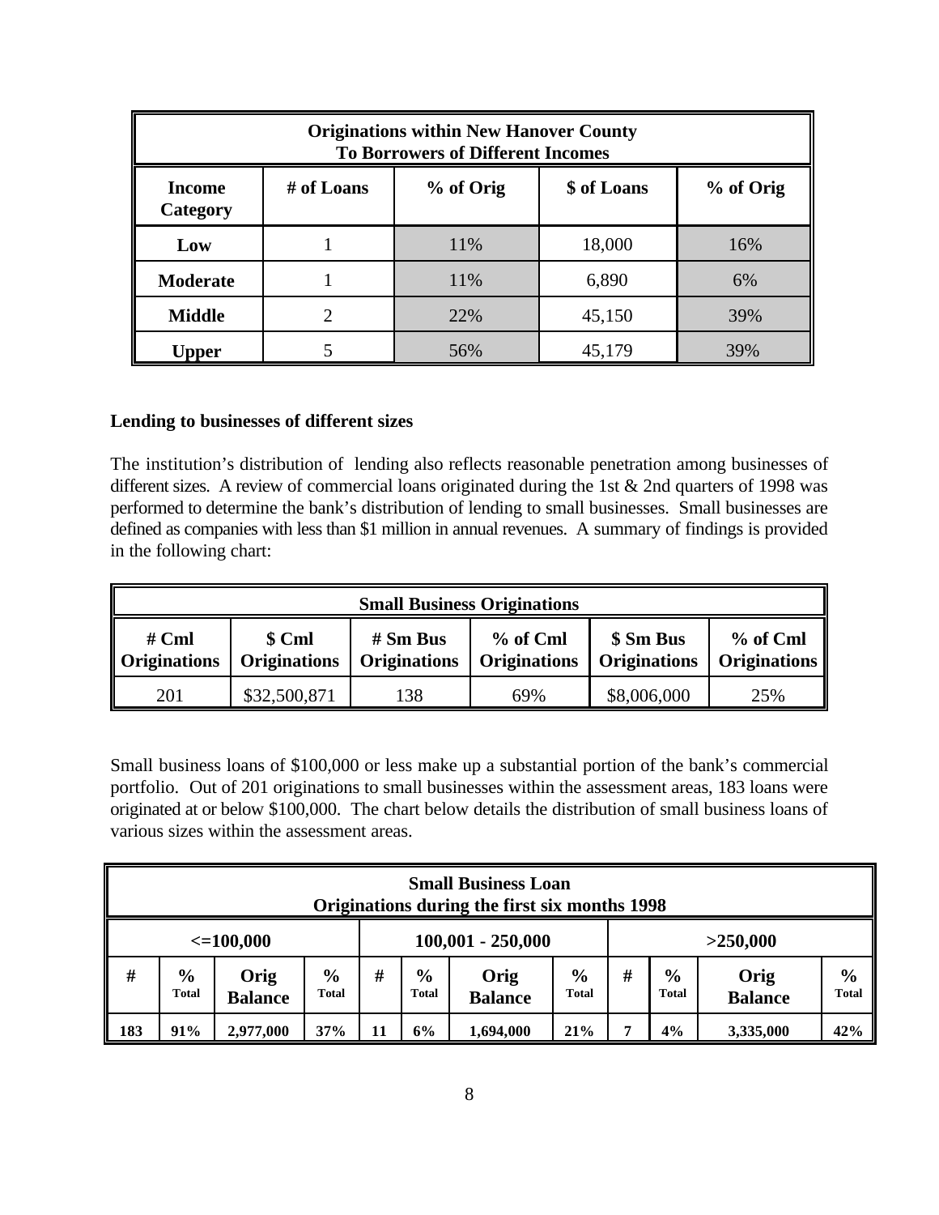| Originations within New Hanover County To Borrowers of Different Incomes | | | | |
|---|---|---|---|---|
| **Income Category** | **# of Loans** | **% of Orig** | **$ of Loans** | **% of Orig** |
| **Low** | 1 | 11% | 18,000 | 16% |
| **Moderate** | 1 | 11% | 6,890 | 6% |
| **Middle** | 2 | 22% | 45,150 | 39% |
| **Upper** | 5 | 56% | 45,179 | 39% |

**Lending to businesses of different sizes**

The institution's distribution of lending also reflects reasonable penetration among businesses of different sizes. A review of commercial loans originated during the 1st & 2nd quarters of 1998 was performed to determine the bank's distribution of lending to small businesses. Small businesses are defined as companies with less than $1 million in annual revenues. A summary of findings is provided in the following chart:

| Small Business Originations | | | | | |
|---|---|---|---|---|---|
| **# Cml Originations** | **$ Cml Originations** | **# Sm Bus Originations** | **% of Cml Originations** | **$ Sm Bus Originations** | **% of Cml Originations** |
| 201 | $32,500,871 | 138 | 69% | $8,006,000 | 25% |

Small business loans of $100,000 or less make up a substantial portion of the bank's commercial portfolio. Out of 201 originations to small businesses within the assessment areas, 183 loans were originated at or below $100,000. The chart below details the distribution of small business loans of various sizes within the assessment areas.

| Small Business Loan Originations during the first six months 1998 | | | | | | | | | | | |
|---|---|---|---|---|---|---|---|---|---|---|---|
| **<=100,000** | | | | **100,001 - 250,000** | | | | **>250,000** | | | |
| **#** | **% Total** | **Orig Balance** | **% Total** | **#** | **% Total** | **Orig Balance** | **% Total** | **#** | **% Total** | **Orig Balance** | **% Total** |
| **183** | **91%** | **2,977,000** | **37%** | **11** | **6%** | **1,694,000** | **21%** | **7** | **4%** | **3,335,000** | **42%** |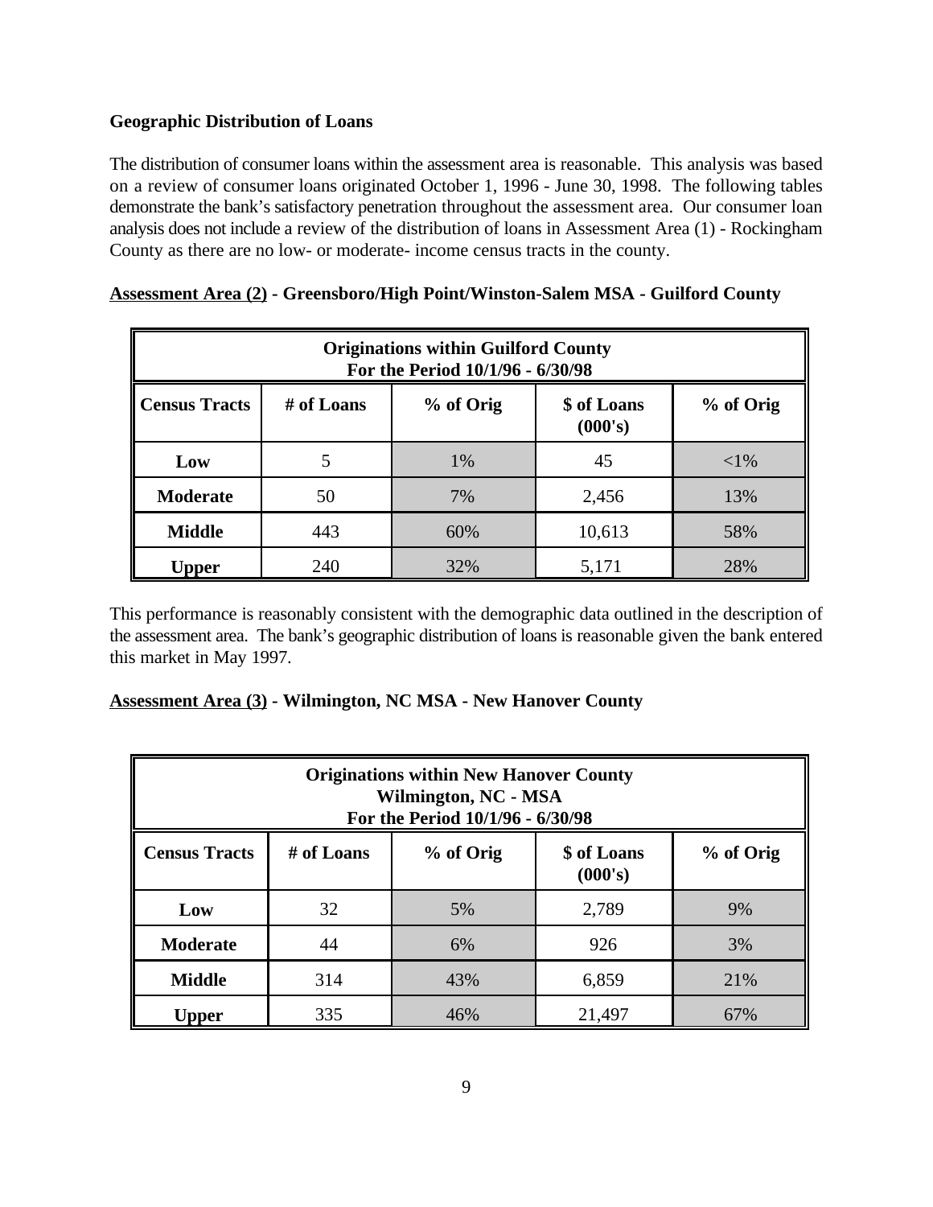**Geographic Distribution of Loans**

The distribution of consumer loans within the assessment area is reasonable. This analysis was based on a review of consumer loans originated October 1, 1996 - June 30, 1998. The following tables demonstrate the bank's satisfactory penetration throughout the assessment area. Our consumer loan analysis does not include a review of the distribution of loans in Assessment Area (1) - Rockingham County as there are no low- or moderate- income census tracts in the county.

**<u>Assessment Area (2)</u> - Greensboro/High Point/Winston-Salem MSA - Guilford County**

| **Originations within Guilford County For the Period 10/1/96 - 6/30/98** | | | | |
|---|---|---|---|---|
| **Census Tracts** | **# of Loans** | **% of Orig** | **$ of Loans (000's)** | **% of Orig** |
| **Low** | 5 | 1% | 45 | <1% |
| **Moderate** | 50 | 7% | 2,456 | 13% |
| **Middle** | 443 | 60% | 10,613 | 58% |
| **Upper** | 240 | 32% | 5,171 | 28% |

This performance is reasonably consistent with the demographic data outlined in the description of the assessment area. The bank's geographic distribution of loans is reasonable given the bank entered this market in May 1997.

**<u>Assessment Area (3)</u> - Wilmington, NC MSA - New Hanover County**

| **Originations within New Hanover County Wilmington, NC - MSA For the Period 10/1/96 - 6/30/98** | | | | |
|---|---|---|---|---|
| **Census Tracts** | **# of Loans** | **% of Orig** | **$ of Loans (000's)** | **% of Orig** |
| **Low** | 32 | 5% | 2,789 | 9% |
| **Moderate** | 44 | 6% | 926 | 3% |
| **Middle** | 314 | 43% | 6,859 | 21% |
| **Upper** | 335 | 46% | 21,497 | 67% |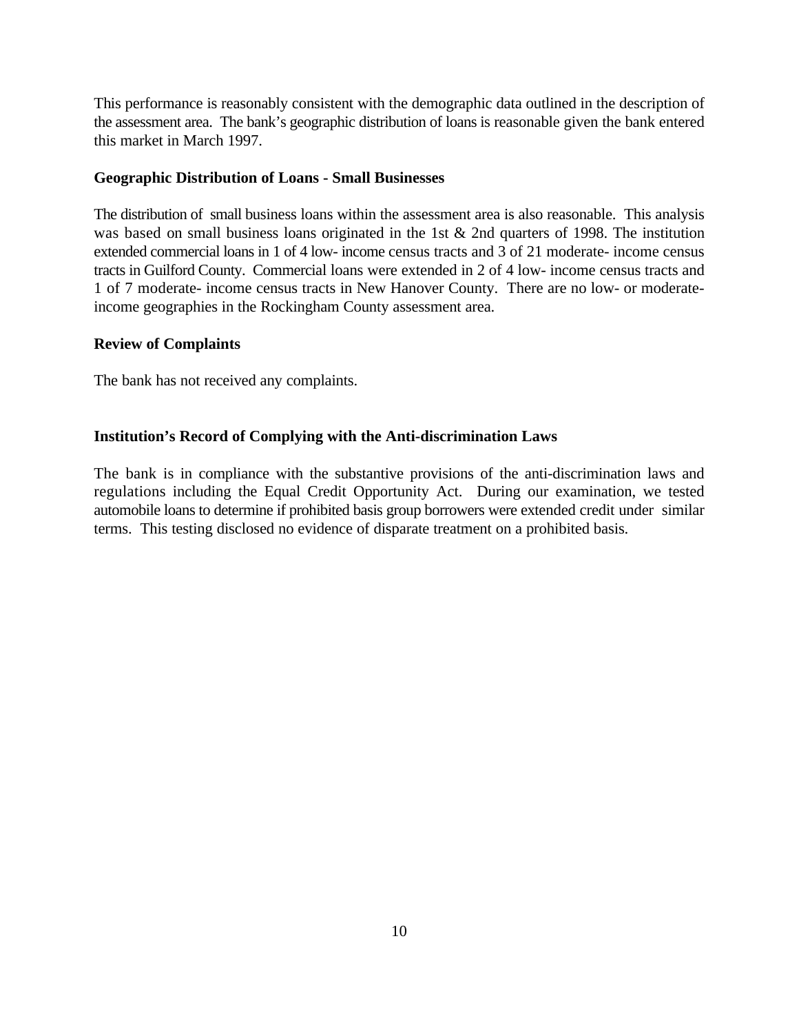This performance is reasonably consistent with the demographic data outlined in the description of the assessment area. The bank's geographic distribution of loans is reasonable given the bank entered this market in March 1997.

**Geographic Distribution of Loans - Small Businesses**

The distribution of small business loans within the assessment area is also reasonable. This analysis was based on small business loans originated in the 1st & 2nd quarters of 1998. The institution extended commercial loans in 1 of 4 low- income census tracts and 3 of 21 moderate- income census tracts in Guilford County. Commercial loans were extended in 2 of 4 low- income census tracts and 1 of 7 moderate- income census tracts in New Hanover County. There are no low- or moderate-income geographies in the Rockingham County assessment area.

**Review of Complaints**

The bank has not received any complaints.

**Institution's Record of Complying with the Anti-discrimination Laws**

The bank is in compliance with the substantive provisions of the anti-discrimination laws and regulations including the Equal Credit Opportunity Act. During our examination, we tested automobile loans to determine if prohibited basis group borrowers were extended credit under similar terms. This testing disclosed no evidence of disparate treatment on a prohibited basis.